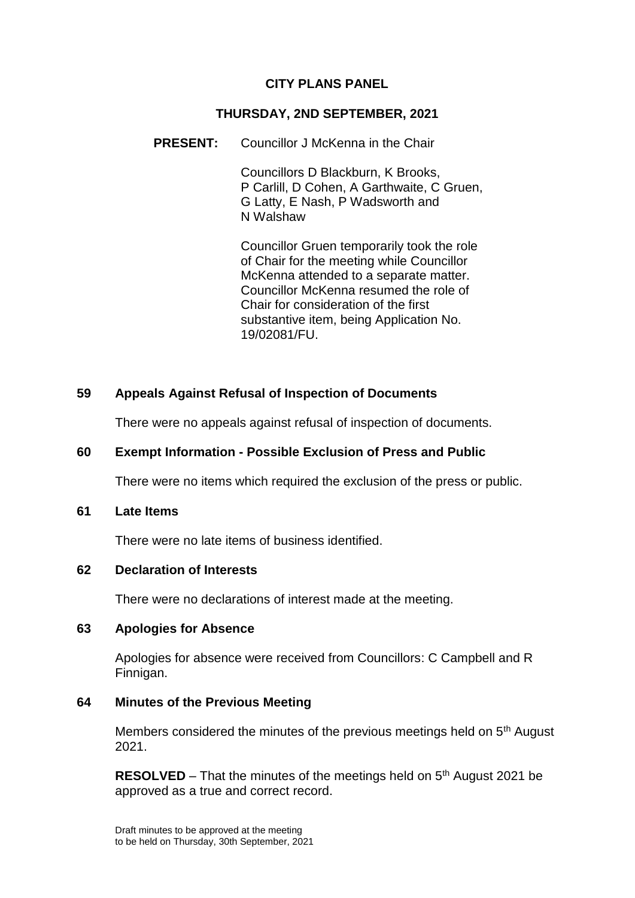# CITY PLANS PANEL

## THURSDAY, 2ND SEPTEMBER, 2021

**PRESENT:** Councillor J McKenna in the Chair

Councillors D Blackburn, K Brooks, P Carlill, D Cohen, A Garthwaite, C Gruen, G Latty, E Nash, P Wadsworth and N Walshaw

Councillor Gruen temporarily took the role of Chair for the meeting while Councillor McKenna attended to a separate matter. Councillor McKenna resumed the role of Chair for consideration of the first substantive item, being Application No. 19/02081/FU.

### 59 Appeals Against Refusal of Inspection of Documents

There were no appeals against refusal of inspection of documents.

### 60 Exempt Information - Possible Exclusion of Press and Public

There were no items which required the exclusion of the press or public.

### 61 Late Items

There were no late items of business identified.

### 62 Declaration of Interests

There were no declarations of interest made at the meeting.

### 63 Apologies for Absence

Apologies for absence were received from Councillors: C Campbell and R Finnigan.

### 64 Minutes of the Previous Meeting

Members considered the minutes of the previous meetings held on 5th August 2021.

**RESOLVED** – That the minutes of the meetings held on 5th August 2021 be approved as a true and correct record.

Draft minutes to be approved at the meeting to be held on Thursday, 30th September, 2021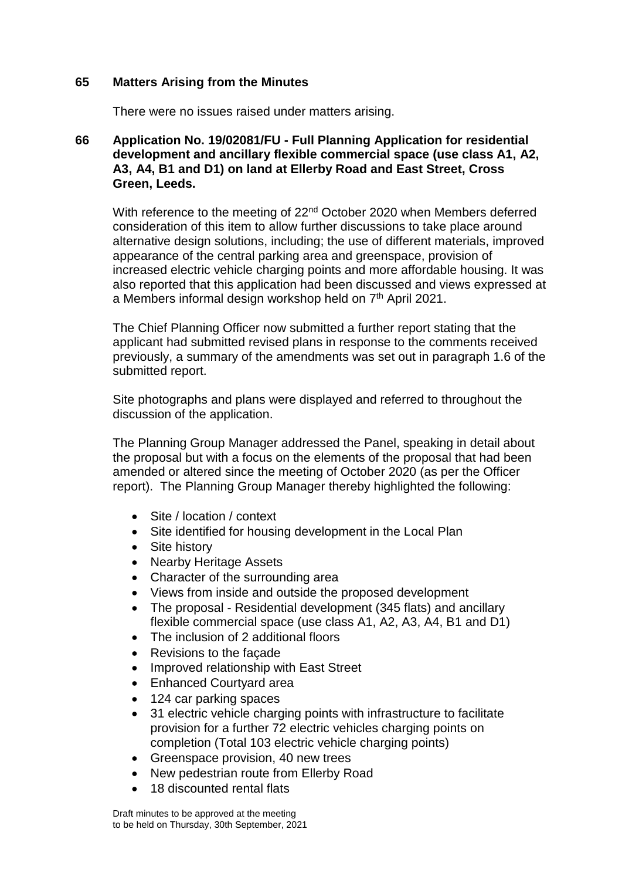**65 Matters Arising from the Minutes**

There were no issues raised under matters arising.

**66 Application No. 19/02081/FU - Full Planning Application for residential development and ancillary flexible commercial space (use class A1, A2, A3, A4, B1 and D1) on land at Ellerby Road and East Street, Cross Green, Leeds.**

With reference to the meeting of 22nd October 2020 when Members deferred consideration of this item to allow further discussions to take place around alternative design solutions, including; the use of different materials, improved appearance of the central parking area and greenspace, provision of increased electric vehicle charging points and more affordable housing. It was also reported that this application had been discussed and views expressed at a Members informal design workshop held on 7th April 2021.

The Chief Planning Officer now submitted a further report stating that the applicant had submitted revised plans in response to the comments received previously, a summary of the amendments was set out in paragraph 1.6 of the submitted report.

Site photographs and plans were displayed and referred to throughout the discussion of the application.

The Planning Group Manager addressed the Panel, speaking in detail about the proposal but with a focus on the elements of the proposal that had been amended or altered since the meeting of October 2020 (as per the Officer report). The Planning Group Manager thereby highlighted the following:

- Site / location / context
- Site identified for housing development in the Local Plan
- Site history
- Nearby Heritage Assets
- Character of the surrounding area
- Views from inside and outside the proposed development
- The proposal - Residential development (345 flats) and ancillary flexible commercial space (use class A1, A2, A3, A4, B1 and D1)
- The inclusion of 2 additional floors
- Revisions to the façade
- Improved relationship with East Street
- Enhanced Courtyard area
- 124 car parking spaces
- 31 electric vehicle charging points with infrastructure to facilitate provision for a further 72 electric vehicles charging points on completion (Total 103 electric vehicle charging points)
- Greenspace provision, 40 new trees
- New pedestrian route from Ellerby Road
- 18 discounted rental flats

Draft minutes to be approved at the meeting
to be held on Thursday, 30th September, 2021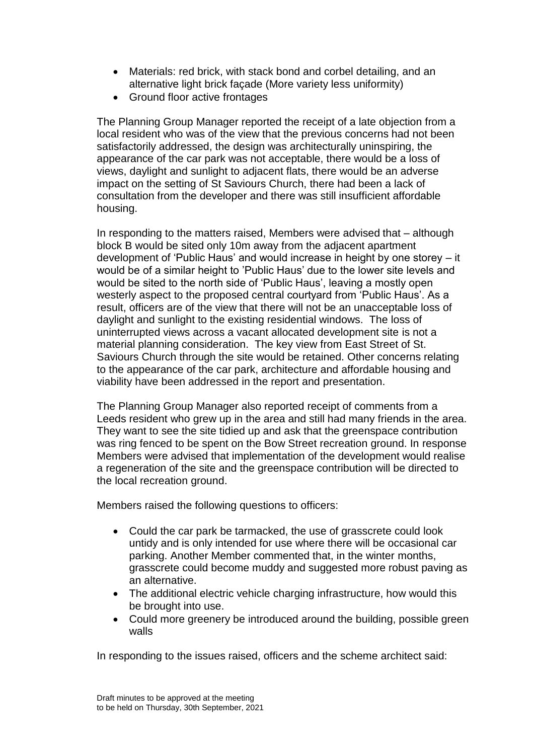- Materials: red brick, with stack bond and corbel detailing, and an alternative light brick façade (More variety less uniformity)
- Ground floor active frontages

The Planning Group Manager reported the receipt of a late objection from a local resident who was of the view that the previous concerns had not been satisfactorily addressed, the design was architecturally uninspiring, the appearance of the car park was not acceptable, there would be a loss of views, daylight and sunlight to adjacent flats, there would be an adverse impact on the setting of St Saviours Church, there had been a lack of consultation from the developer and there was still insufficient affordable housing.

In responding to the matters raised, Members were advised that – although block B would be sited only 10m away from the adjacent apartment development of 'Public Haus' and would increase in height by one storey – it would be of a similar height to 'Public Haus' due to the lower site levels and would be sited to the north side of 'Public Haus', leaving a mostly open westerly aspect to the proposed central courtyard from 'Public Haus'. As a result, officers are of the view that there will not be an unacceptable loss of daylight and sunlight to the existing residential windows. The loss of uninterrupted views across a vacant allocated development site is not a material planning consideration. The key view from East Street of St. Saviours Church through the site would be retained. Other concerns relating to the appearance of the car park, architecture and affordable housing and viability have been addressed in the report and presentation.

The Planning Group Manager also reported receipt of comments from a Leeds resident who grew up in the area and still had many friends in the area. They want to see the site tidied up and ask that the greenspace contribution was ring fenced to be spent on the Bow Street recreation ground. In response Members were advised that implementation of the development would realise a regeneration of the site and the greenspace contribution will be directed to the local recreation ground.

Members raised the following questions to officers:

- Could the car park be tarmacked, the use of grasscrete could look untidy and is only intended for use where there will be occasional car parking. Another Member commented that, in the winter months, grasscrete could become muddy and suggested more robust paving as an alternative.
- The additional electric vehicle charging infrastructure, how would this be brought into use.
- Could more greenery be introduced around the building, possible green walls

In responding to the issues raised, officers and the scheme architect said: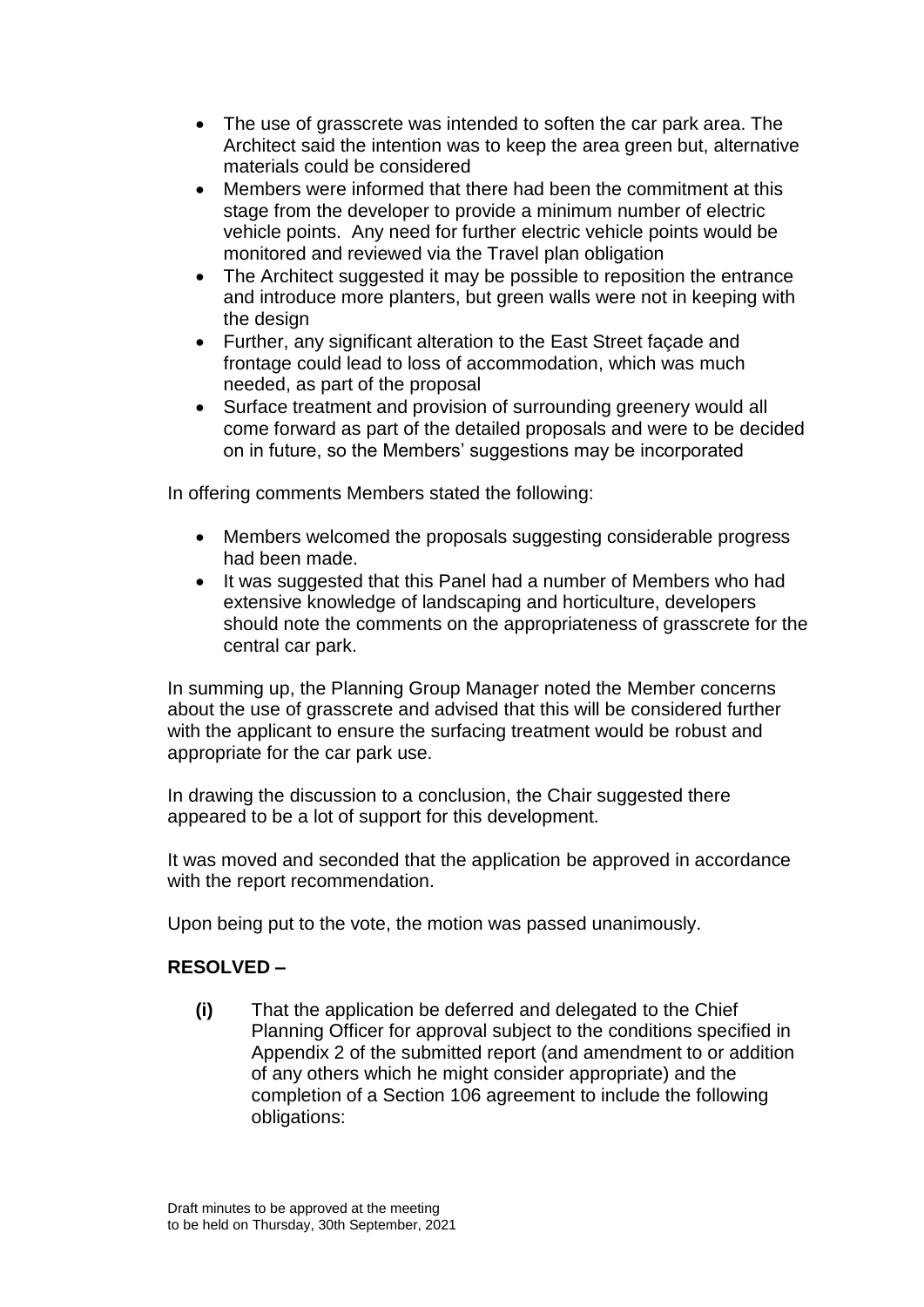- The use of grasscrete was intended to soften the car park area. The Architect said the intention was to keep the area green but, alternative materials could be considered
- Members were informed that there had been the commitment at this stage from the developer to provide a minimum number of electric vehicle points. Any need for further electric vehicle points would be monitored and reviewed via the Travel plan obligation
- The Architect suggested it may be possible to reposition the entrance and introduce more planters, but green walls were not in keeping with the design
- Further, any significant alteration to the East Street façade and frontage could lead to loss of accommodation, which was much needed, as part of the proposal
- Surface treatment and provision of surrounding greenery would all come forward as part of the detailed proposals and were to be decided on in future, so the Members' suggestions may be incorporated

In offering comments Members stated the following:

- Members welcomed the proposals suggesting considerable progress had been made.
- It was suggested that this Panel had a number of Members who had extensive knowledge of landscaping and horticulture, developers should note the comments on the appropriateness of grasscrete for the central car park.

In summing up, the Planning Group Manager noted the Member concerns about the use of grasscrete and advised that this will be considered further with the applicant to ensure the surfacing treatment would be robust and appropriate for the car park use.

In drawing the discussion to a conclusion, the Chair suggested there appeared to be a lot of support for this development.

It was moved and seconded that the application be approved in accordance with the report recommendation.

Upon being put to the vote, the motion was passed unanimously.

**RESOLVED –**

**(i)** That the application be deferred and delegated to the Chief Planning Officer for approval subject to the conditions specified in Appendix 2 of the submitted report (and amendment to or addition of any others which he might consider appropriate) and the completion of a Section 106 agreement to include the following obligations: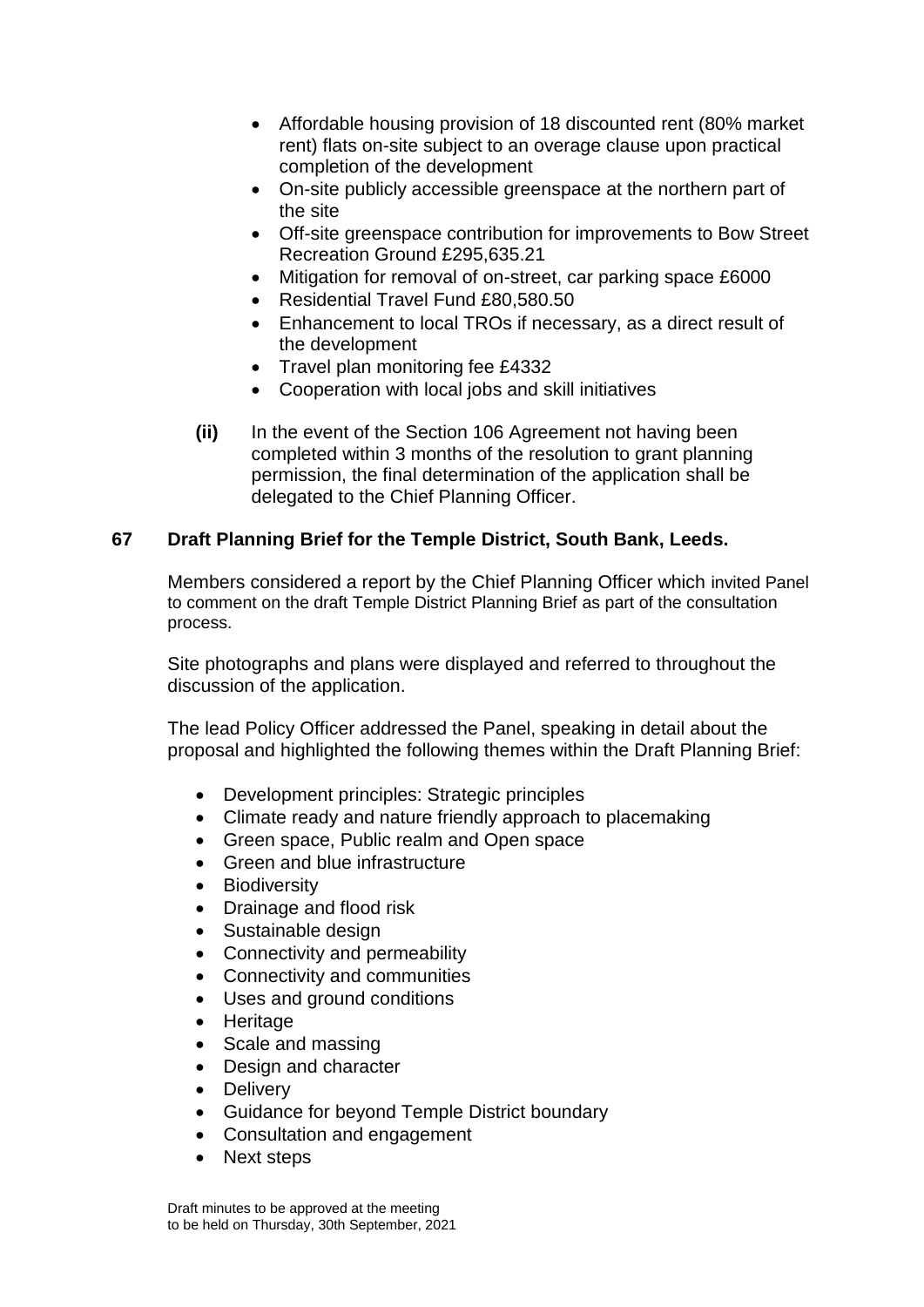- Affordable housing provision of 18 discounted rent (80% market rent) flats on-site subject to an overage clause upon practical completion of the development
- On-site publicly accessible greenspace at the northern part of the site
- Off-site greenspace contribution for improvements to Bow Street Recreation Ground £295,635.21
- Mitigation for removal of on-street, car parking space £6000
- Residential Travel Fund £80,580.50
- Enhancement to local TROs if necessary, as a direct result of the development
- Travel plan monitoring fee £4332
- Cooperation with local jobs and skill initiatives

**(ii)** In the event of the Section 106 Agreement not having been completed within 3 months of the resolution to grant planning permission, the final determination of the application shall be delegated to the Chief Planning Officer.

## 67 Draft Planning Brief for the Temple District, South Bank, Leeds.

Members considered a report by the Chief Planning Officer which invited Panel to comment on the draft Temple District Planning Brief as part of the consultation process.

Site photographs and plans were displayed and referred to throughout the discussion of the application.

The lead Policy Officer addressed the Panel, speaking in detail about the proposal and highlighted the following themes within the Draft Planning Brief:

- Development principles: Strategic principles
- Climate ready and nature friendly approach to placemaking
- Green space, Public realm and Open space
- Green and blue infrastructure
- Biodiversity
- Drainage and flood risk
- Sustainable design
- Connectivity and permeability
- Connectivity and communities
- Uses and ground conditions
- Heritage
- Scale and massing
- Design and character
- Delivery
- Guidance for beyond Temple District boundary
- Consultation and engagement
- Next steps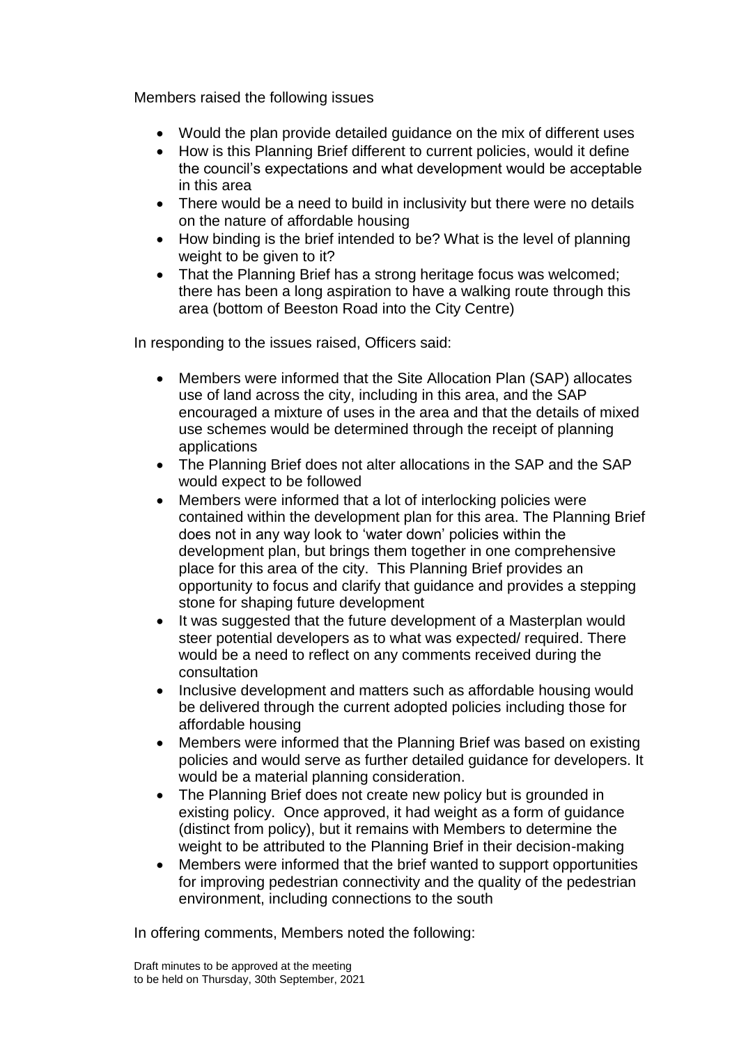Members raised the following issues

- Would the plan provide detailed guidance on the mix of different uses
- How is this Planning Brief different to current policies, would it define the council's expectations and what development would be acceptable in this area
- There would be a need to build in inclusivity but there were no details on the nature of affordable housing
- How binding is the brief intended to be? What is the level of planning weight to be given to it?
- That the Planning Brief has a strong heritage focus was welcomed; there has been a long aspiration to have a walking route through this area (bottom of Beeston Road into the City Centre)

In responding to the issues raised, Officers said:

- Members were informed that the Site Allocation Plan (SAP) allocates use of land across the city, including in this area, and the SAP encouraged a mixture of uses in the area and that the details of mixed use schemes would be determined through the receipt of planning applications
- The Planning Brief does not alter allocations in the SAP and the SAP would expect to be followed
- Members were informed that a lot of interlocking policies were contained within the development plan for this area. The Planning Brief does not in any way look to 'water down' policies within the development plan, but brings them together in one comprehensive place for this area of the city. This Planning Brief provides an opportunity to focus and clarify that guidance and provides a stepping stone for shaping future development
- It was suggested that the future development of a Masterplan would steer potential developers as to what was expected/ required. There would be a need to reflect on any comments received during the consultation
- Inclusive development and matters such as affordable housing would be delivered through the current adopted policies including those for affordable housing
- Members were informed that the Planning Brief was based on existing policies and would serve as further detailed guidance for developers. It would be a material planning consideration.
- The Planning Brief does not create new policy but is grounded in existing policy. Once approved, it had weight as a form of guidance (distinct from policy), but it remains with Members to determine the weight to be attributed to the Planning Brief in their decision-making
- Members were informed that the brief wanted to support opportunities for improving pedestrian connectivity and the quality of the pedestrian environment, including connections to the south

In offering comments, Members noted the following:

Draft minutes to be approved at the meeting
to be held on Thursday, 30th September, 2021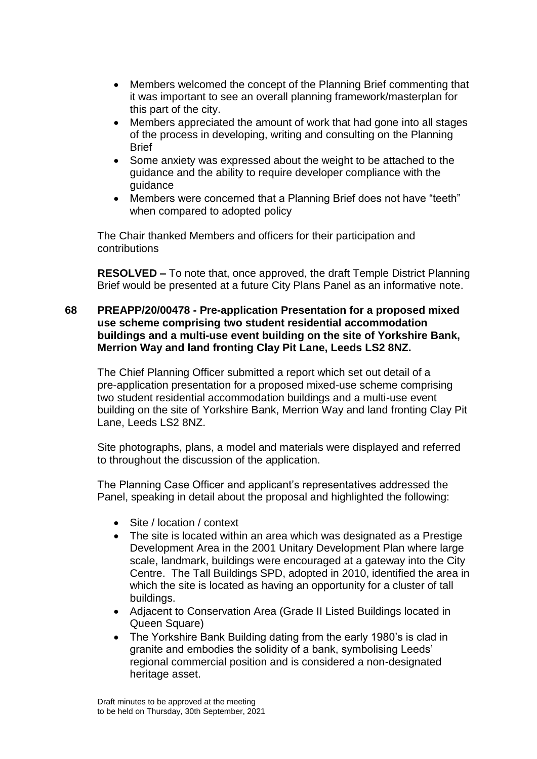- Members welcomed the concept of the Planning Brief commenting that it was important to see an overall planning framework/masterplan for this part of the city.
- Members appreciated the amount of work that had gone into all stages of the process in developing, writing and consulting on the Planning Brief
- Some anxiety was expressed about the weight to be attached to the guidance and the ability to require developer compliance with the guidance
- Members were concerned that a Planning Brief does not have "teeth" when compared to adopted policy

The Chair thanked Members and officers for their participation and contributions

**RESOLVED –** To note that, once approved, the draft Temple District Planning Brief would be presented at a future City Plans Panel as an informative note.

**68 PREAPP/20/00478 - Pre-application Presentation for a proposed mixed use scheme comprising two student residential accommodation buildings and a multi-use event building on the site of Yorkshire Bank, Merrion Way and land fronting Clay Pit Lane, Leeds LS2 8NZ.**

The Chief Planning Officer submitted a report which set out detail of a pre-application presentation for a proposed mixed-use scheme comprising two student residential accommodation buildings and a multi-use event building on the site of Yorkshire Bank, Merrion Way and land fronting Clay Pit Lane, Leeds LS2 8NZ.

Site photographs, plans, a model and materials were displayed and referred to throughout the discussion of the application.

The Planning Case Officer and applicant's representatives addressed the Panel, speaking in detail about the proposal and highlighted the following:

- Site / location / context
- The site is located within an area which was designated as a Prestige Development Area in the 2001 Unitary Development Plan where large scale, landmark, buildings were encouraged at a gateway into the City Centre. The Tall Buildings SPD, adopted in 2010, identified the area in which the site is located as having an opportunity for a cluster of tall buildings.
- Adjacent to Conservation Area (Grade II Listed Buildings located in Queen Square)
- The Yorkshire Bank Building dating from the early 1980's is clad in granite and embodies the solidity of a bank, symbolising Leeds' regional commercial position and is considered a non-designated heritage asset.

Draft minutes to be approved at the meeting to be held on Thursday, 30th September, 2021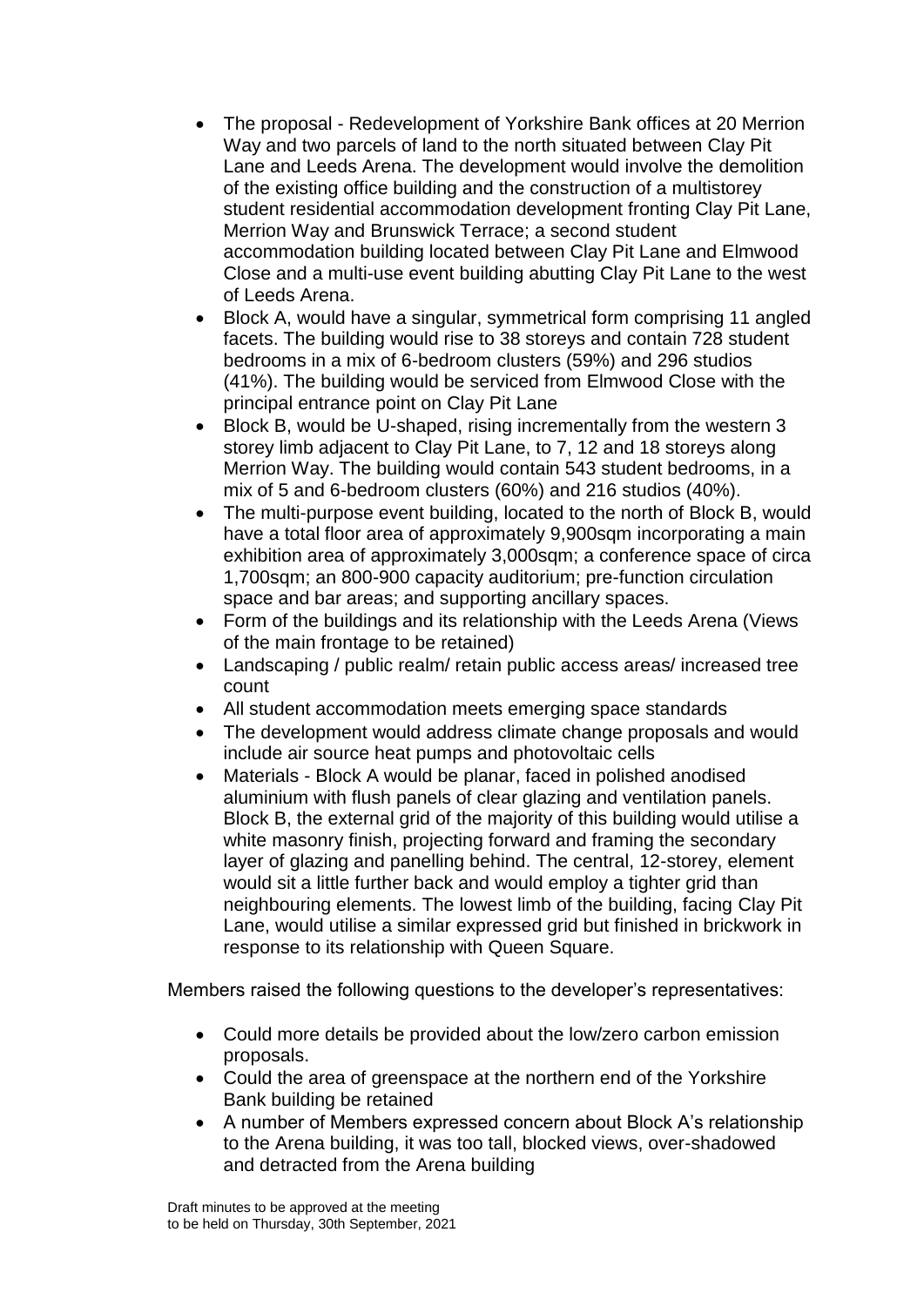- The proposal - Redevelopment of Yorkshire Bank offices at 20 Merrion Way and two parcels of land to the north situated between Clay Pit Lane and Leeds Arena. The development would involve the demolition of the existing office building and the construction of a multistorey student residential accommodation development fronting Clay Pit Lane, Merrion Way and Brunswick Terrace; a second student accommodation building located between Clay Pit Lane and Elmwood Close and a multi-use event building abutting Clay Pit Lane to the west of Leeds Arena.
- Block A, would have a singular, symmetrical form comprising 11 angled facets. The building would rise to 38 storeys and contain 728 student bedrooms in a mix of 6-bedroom clusters (59%) and 296 studios (41%). The building would be serviced from Elmwood Close with the principal entrance point on Clay Pit Lane
- Block B, would be U-shaped, rising incrementally from the western 3 storey limb adjacent to Clay Pit Lane, to 7, 12 and 18 storeys along Merrion Way. The building would contain 543 student bedrooms, in a mix of 5 and 6-bedroom clusters (60%) and 216 studios (40%).
- The multi-purpose event building, located to the north of Block B, would have a total floor area of approximately 9,900sqm incorporating a main exhibition area of approximately 3,000sqm; a conference space of circa 1,700sqm; an 800-900 capacity auditorium; pre-function circulation space and bar areas; and supporting ancillary spaces.
- Form of the buildings and its relationship with the Leeds Arena (Views of the main frontage to be retained)
- Landscaping / public realm/ retain public access areas/ increased tree count
- All student accommodation meets emerging space standards
- The development would address climate change proposals and would include air source heat pumps and photovoltaic cells
- Materials - Block A would be planar, faced in polished anodised aluminium with flush panels of clear glazing and ventilation panels. Block B, the external grid of the majority of this building would utilise a white masonry finish, projecting forward and framing the secondary layer of glazing and panelling behind. The central, 12-storey, element would sit a little further back and would employ a tighter grid than neighbouring elements. The lowest limb of the building, facing Clay Pit Lane, would utilise a similar expressed grid but finished in brickwork in response to its relationship with Queen Square.

Members raised the following questions to the developer's representatives:

- Could more details be provided about the low/zero carbon emission proposals.
- Could the area of greenspace at the northern end of the Yorkshire Bank building be retained
- A number of Members expressed concern about Block A's relationship to the Arena building, it was too tall, blocked views, over-shadowed and detracted from the Arena building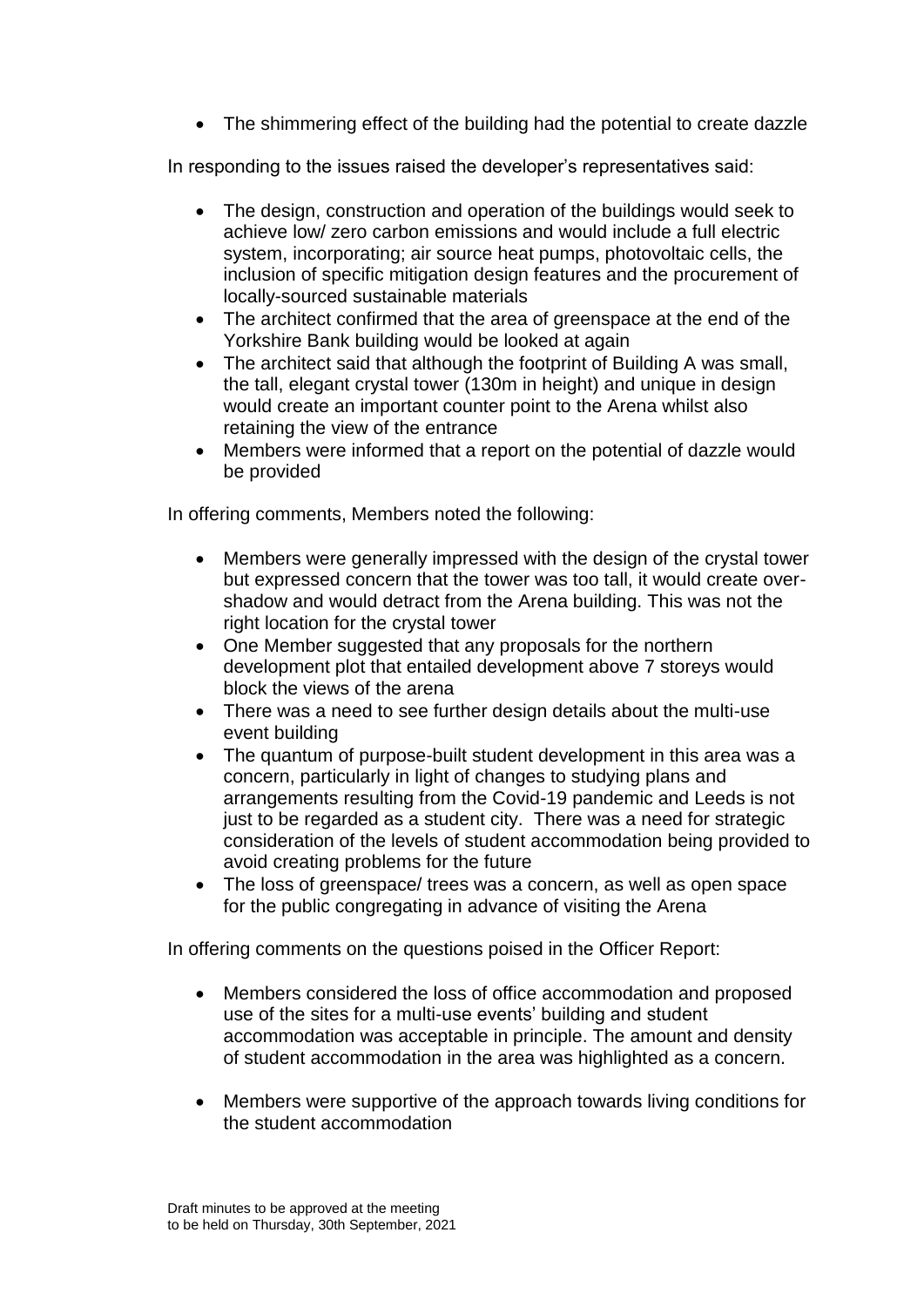- The shimmering effect of the building had the potential to create dazzle

In responding to the issues raised the developer's representatives said:

- The design, construction and operation of the buildings would seek to achieve low/ zero carbon emissions and would include a full electric system, incorporating; air source heat pumps, photovoltaic cells, the inclusion of specific mitigation design features and the procurement of locally-sourced sustainable materials
- The architect confirmed that the area of greenspace at the end of the Yorkshire Bank building would be looked at again
- The architect said that although the footprint of Building A was small, the tall, elegant crystal tower (130m in height) and unique in design would create an important counter point to the Arena whilst also retaining the view of the entrance
- Members were informed that a report on the potential of dazzle would be provided

In offering comments, Members noted the following:

- Members were generally impressed with the design of the crystal tower but expressed concern that the tower was too tall, it would create over-shadow and would detract from the Arena building. This was not the right location for the crystal tower
- One Member suggested that any proposals for the northern development plot that entailed development above 7 storeys would block the views of the arena
- There was a need to see further design details about the multi-use event building
- The quantum of purpose-built student development in this area was a concern, particularly in light of changes to studying plans and arrangements resulting from the Covid-19 pandemic and Leeds is not just to be regarded as a student city. There was a need for strategic consideration of the levels of student accommodation being provided to avoid creating problems for the future
- The loss of greenspace/ trees was a concern, as well as open space for the public congregating in advance of visiting the Arena

In offering comments on the questions poised in the Officer Report:

- Members considered the loss of office accommodation and proposed use of the sites for a multi-use events' building and student accommodation was acceptable in principle. The amount and density of student accommodation in the area was highlighted as a concern.

- Members were supportive of the approach towards living conditions for the student accommodation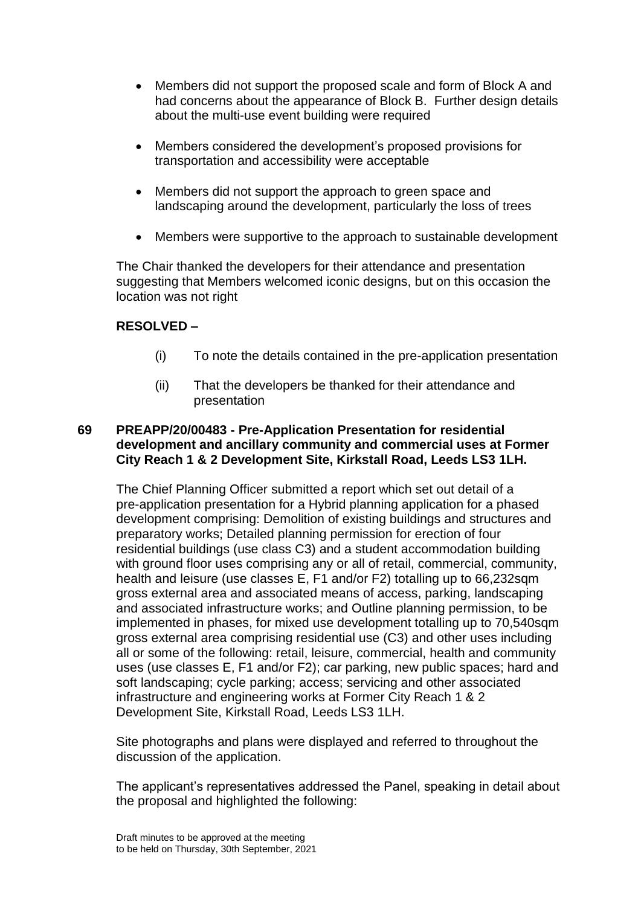- Members did not support the proposed scale and form of Block A and had concerns about the appearance of Block B. Further design details about the multi-use event building were required
- Members considered the development's proposed provisions for transportation and accessibility were acceptable
- Members did not support the approach to green space and landscaping around the development, particularly the loss of trees
- Members were supportive to the approach to sustainable development

The Chair thanked the developers for their attendance and presentation suggesting that Members welcomed iconic designs, but on this occasion the location was not right

**RESOLVED –**

(i) To note the details contained in the pre-application presentation

(ii) That the developers be thanked for their attendance and presentation

**69 PREAPP/20/00483 - Pre-Application Presentation for residential development and ancillary community and commercial uses at Former City Reach 1 & 2 Development Site, Kirkstall Road, Leeds LS3 1LH.**

The Chief Planning Officer submitted a report which set out detail of a pre-application presentation for a Hybrid planning application for a phased development comprising: Demolition of existing buildings and structures and preparatory works; Detailed planning permission for erection of four residential buildings (use class C3) and a student accommodation building with ground floor uses comprising any or all of retail, commercial, community, health and leisure (use classes E, F1 and/or F2) totalling up to 66,232sqm gross external area and associated means of access, parking, landscaping and associated infrastructure works; and Outline planning permission, to be implemented in phases, for mixed use development totalling up to 70,540sqm gross external area comprising residential use (C3) and other uses including all or some of the following: retail, leisure, commercial, health and community uses (use classes E, F1 and/or F2); car parking, new public spaces; hard and soft landscaping; cycle parking; access; servicing and other associated infrastructure and engineering works at Former City Reach 1 & 2 Development Site, Kirkstall Road, Leeds LS3 1LH.

Site photographs and plans were displayed and referred to throughout the discussion of the application.

The applicant's representatives addressed the Panel, speaking in detail about the proposal and highlighted the following: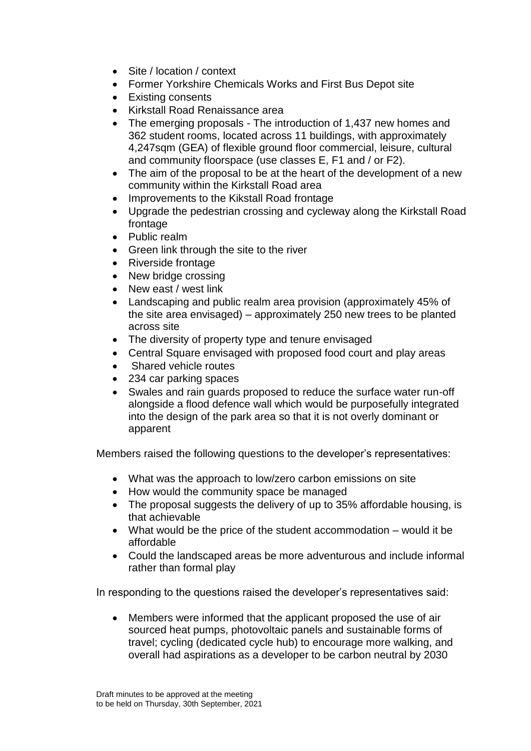- Site / location / context
- Former Yorkshire Chemicals Works and First Bus Depot site
- Existing consents
- Kirkstall Road Renaissance area
- The emerging proposals - The introduction of 1,437 new homes and 362 student rooms, located across 11 buildings, with approximately 4,247sqm (GEA) of flexible ground floor commercial, leisure, cultural and community floorspace (use classes E, F1 and / or F2).
- The aim of the proposal to be at the heart of the development of a new community within the Kirkstall Road area
- Improvements to the Kikstall Road frontage
- Upgrade the pedestrian crossing and cycleway along the Kirkstall Road frontage
- Public realm
- Green link through the site to the river
- Riverside frontage
- New bridge crossing
- New east / west link
- Landscaping and public realm area provision (approximately 45% of the site area envisaged) – approximately 250 new trees to be planted across site
- The diversity of property type and tenure envisaged
- Central Square envisaged with proposed food court and play areas
- Shared vehicle routes
- 234 car parking spaces
- Swales and rain guards proposed to reduce the surface water run-off alongside a flood defence wall which would be purposefully integrated into the design of the park area so that it is not overly dominant or apparent

Members raised the following questions to the developer's representatives:

- What was the approach to low/zero carbon emissions on site
- How would the community space be managed
- The proposal suggests the delivery of up to 35% affordable housing, is that achievable
- What would be the price of the student accommodation – would it be affordable
- Could the landscaped areas be more adventurous and include informal rather than formal play

In responding to the questions raised the developer's representatives said:

- Members were informed that the applicant proposed the use of air sourced heat pumps, photovoltaic panels and sustainable forms of travel; cycling (dedicated cycle hub) to encourage more walking, and overall had aspirations as a developer to be carbon neutral by 2030

Draft minutes to be approved at the meeting
to be held on Thursday, 30th September, 2021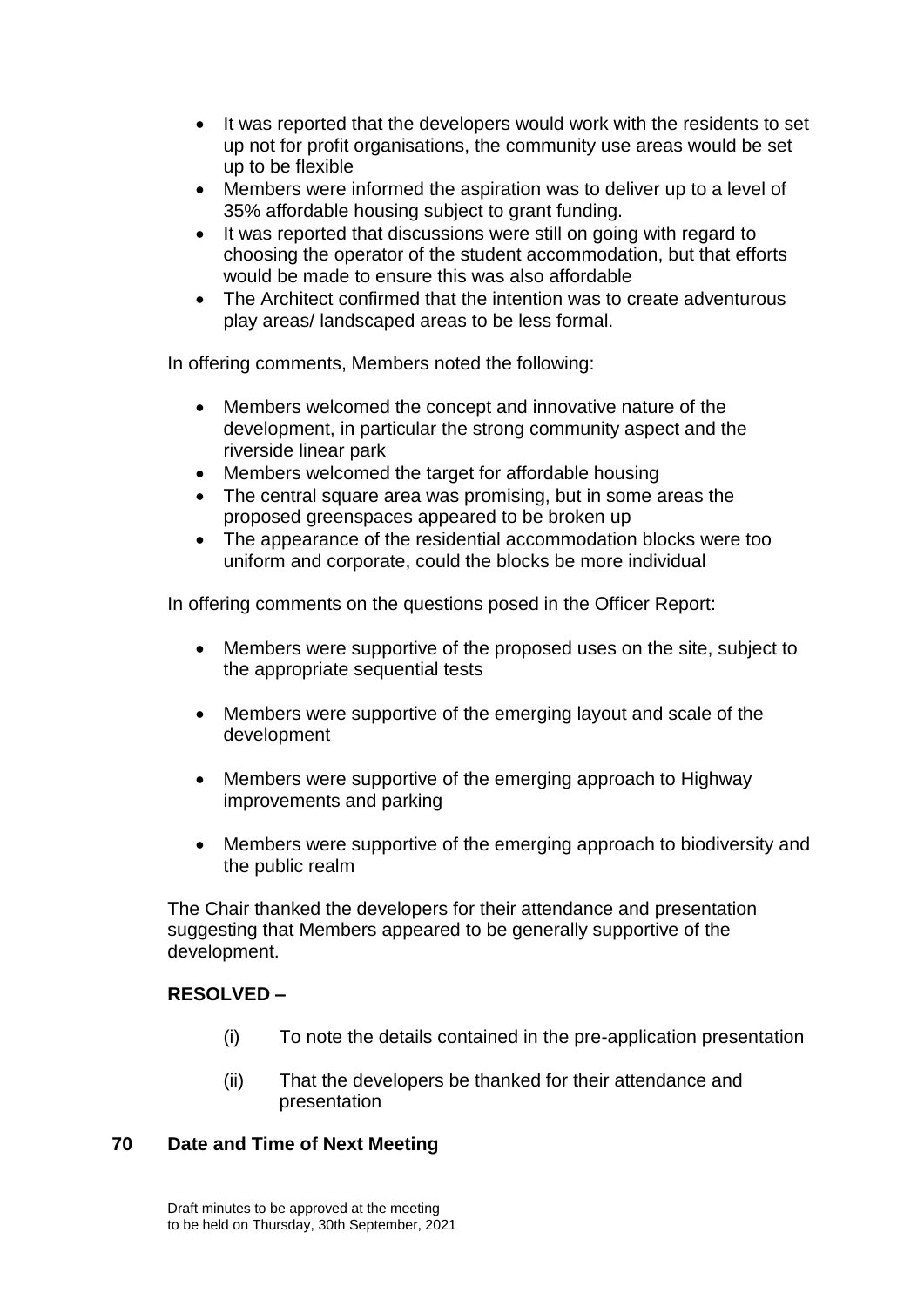- It was reported that the developers would work with the residents to set up not for profit organisations, the community use areas would be set up to be flexible
- Members were informed the aspiration was to deliver up to a level of 35% affordable housing subject to grant funding.
- It was reported that discussions were still on going with regard to choosing the operator of the student accommodation, but that efforts would be made to ensure this was also affordable
- The Architect confirmed that the intention was to create adventurous play areas/ landscaped areas to be less formal.

In offering comments, Members noted the following:

- Members welcomed the concept and innovative nature of the development, in particular the strong community aspect and the riverside linear park
- Members welcomed the target for affordable housing
- The central square area was promising, but in some areas the proposed greenspaces appeared to be broken up
- The appearance of the residential accommodation blocks were too uniform and corporate, could the blocks be more individual

In offering comments on the questions posed in the Officer Report:

- Members were supportive of the proposed uses on the site, subject to the appropriate sequential tests
- Members were supportive of the emerging layout and scale of the development
- Members were supportive of the emerging approach to Highway improvements and parking
- Members were supportive of the emerging approach to biodiversity and the public realm

The Chair thanked the developers for their attendance and presentation suggesting that Members appeared to be generally supportive of the development.

**RESOLVED –**

(i) To note the details contained in the pre-application presentation

(ii) That the developers be thanked for their attendance and presentation

## 70 Date and Time of Next Meeting

Draft minutes to be approved at the meeting to be held on Thursday, 30th September, 2021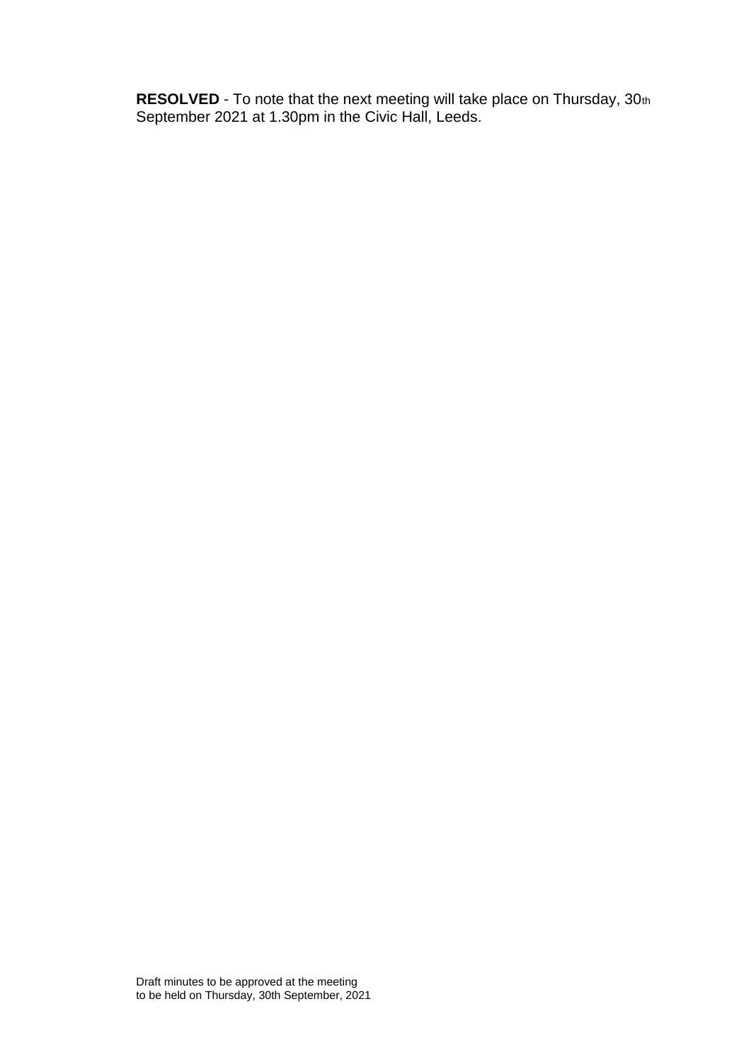**RESOLVED** - To note that the next meeting will take place on Thursday, 30th September 2021 at 1.30pm in the Civic Hall, Leeds.

Draft minutes to be approved at the meeting to be held on Thursday, 30th September, 2021